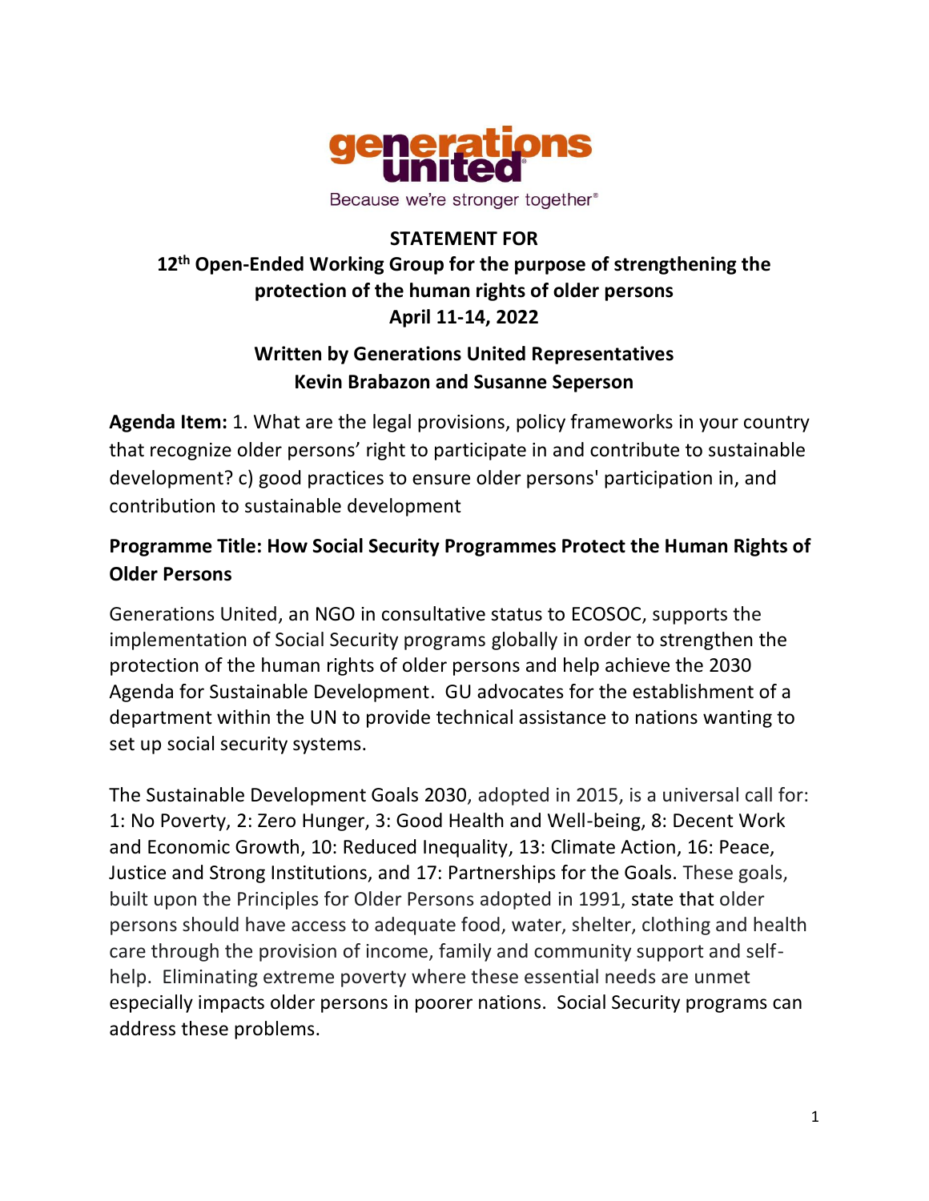generations united

Because we're stronger together®

**STATEMENT FOR**

**12th Open-Ended Working Group for the purpose of strengthening the protection of the human rights of older persons**

**April 11-14, 2022**

**Written by Generations United Representatives**
**Kevin Brabazon and Susanne Seperson**

**Agenda Item:** 1. What are the legal provisions, policy frameworks in your country that recognize older persons' right to participate in and contribute to sustainable development? c) good practices to ensure older persons' participation in, and contribution to sustainable development

**Programme Title: How Social Security Programmes Protect the Human Rights of Older Persons**

Generations United, an NGO in consultative status to ECOSOC, supports the implementation of Social Security programs globally in order to strengthen the protection of the human rights of older persons and help achieve the 2030 Agenda for Sustainable Development. GU advocates for the establishment of a department within the UN to provide technical assistance to nations wanting to set up social security systems.

The Sustainable Development Goals 2030, adopted in 2015, is a universal call for: 1: No Poverty, 2: Zero Hunger, 3: Good Health and Well-being, 8: Decent Work and Economic Growth, 10: Reduced Inequality, 13: Climate Action, 16: Peace, Justice and Strong Institutions, and 17: Partnerships for the Goals. These goals, built upon the Principles for Older Persons adopted in 1991, state that older persons should have access to adequate food, water, shelter, clothing and health care through the provision of income, family and community support and self-help. Eliminating extreme poverty where these essential needs are unmet especially impacts older persons in poorer nations. Social Security programs can address these problems.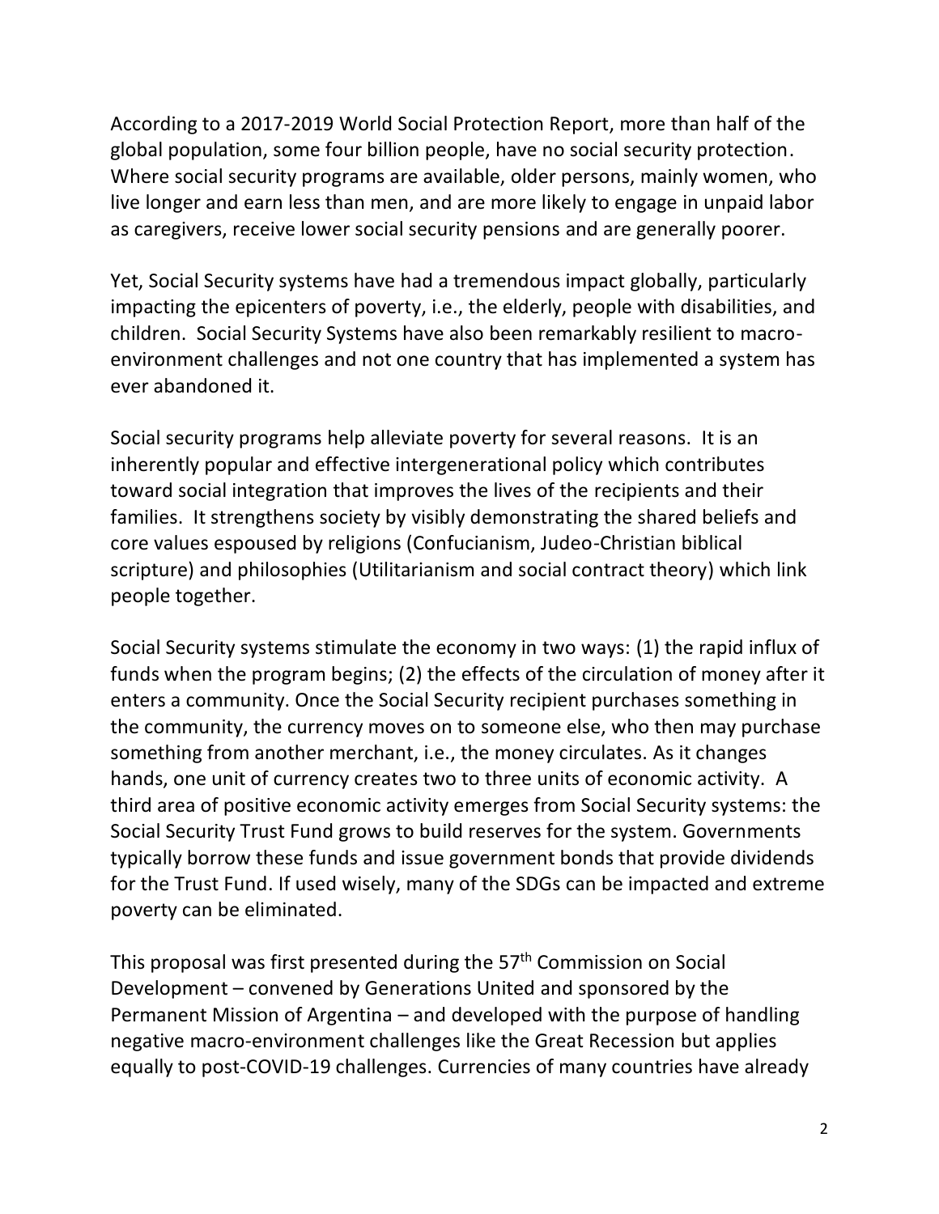According to a 2017-2019 World Social Protection Report, more than half of the global population, some four billion people, have no social security protection. Where social security programs are available, older persons, mainly women, who live longer and earn less than men, and are more likely to engage in unpaid labor as caregivers, receive lower social security pensions and are generally poorer.

Yet, Social Security systems have had a tremendous impact globally, particularly impacting the epicenters of poverty, i.e., the elderly, people with disabilities, and children. Social Security Systems have also been remarkably resilient to macro-environment challenges and not one country that has implemented a system has ever abandoned it.

Social security programs help alleviate poverty for several reasons. It is an inherently popular and effective intergenerational policy which contributes toward social integration that improves the lives of the recipients and their families. It strengthens society by visibly demonstrating the shared beliefs and core values espoused by religions (Confucianism, Judeo-Christian biblical scripture) and philosophies (Utilitarianism and social contract theory) which link people together.

Social Security systems stimulate the economy in two ways: (1) the rapid influx of funds when the program begins; (2) the effects of the circulation of money after it enters a community. Once the Social Security recipient purchases something in the community, the currency moves on to someone else, who then may purchase something from another merchant, i.e., the money circulates. As it changes hands, one unit of currency creates two to three units of economic activity. A third area of positive economic activity emerges from Social Security systems: the Social Security Trust Fund grows to build reserves for the system. Governments typically borrow these funds and issue government bonds that provide dividends for the Trust Fund. If used wisely, many of the SDGs can be impacted and extreme poverty can be eliminated.

This proposal was first presented during the 57th Commission on Social Development – convened by Generations United and sponsored by the Permanent Mission of Argentina – and developed with the purpose of handling negative macro-environment challenges like the Great Recession but applies equally to post-COVID-19 challenges. Currencies of many countries have already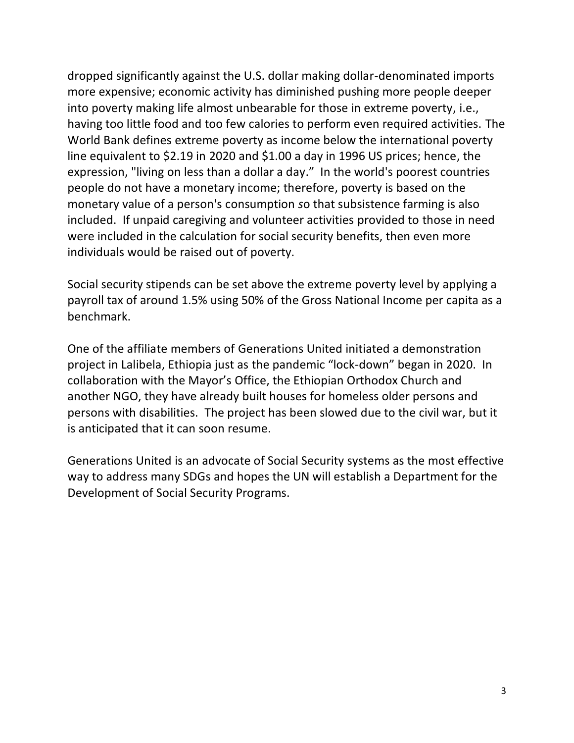dropped significantly against the U.S. dollar making dollar-denominated imports more expensive; economic activity has diminished pushing more people deeper into poverty making life almost unbearable for those in extreme poverty, i.e., having too little food and too few calories to perform even required activities. The World Bank defines extreme poverty as income below the international poverty line equivalent to $2.19 in 2020 and $1.00 a day in 1996 US prices; hence, the expression, "living on less than a dollar a day." In the world's poorest countries people do not have a monetary income; therefore, poverty is based on the monetary value of a person's consumption *s*o that subsistence farming is also included. If unpaid caregiving and volunteer activities provided to those in need were included in the calculation for social security benefits, then even more individuals would be raised out of poverty.

Social security stipends can be set above the extreme poverty level by applying a payroll tax of around 1.5% using 50% of the Gross National Income per capita as a benchmark.

One of the affiliate members of Generations United initiated a demonstration project in Lalibela, Ethiopia just as the pandemic "lock-down" began in 2020. In collaboration with the Mayor's Office, the Ethiopian Orthodox Church and another NGO, they have already built houses for homeless older persons and persons with disabilities. The project has been slowed due to the civil war, but it is anticipated that it can soon resume.

Generations United is an advocate of Social Security systems as the most effective way to address many SDGs and hopes the UN will establish a Department for the Development of Social Security Programs.